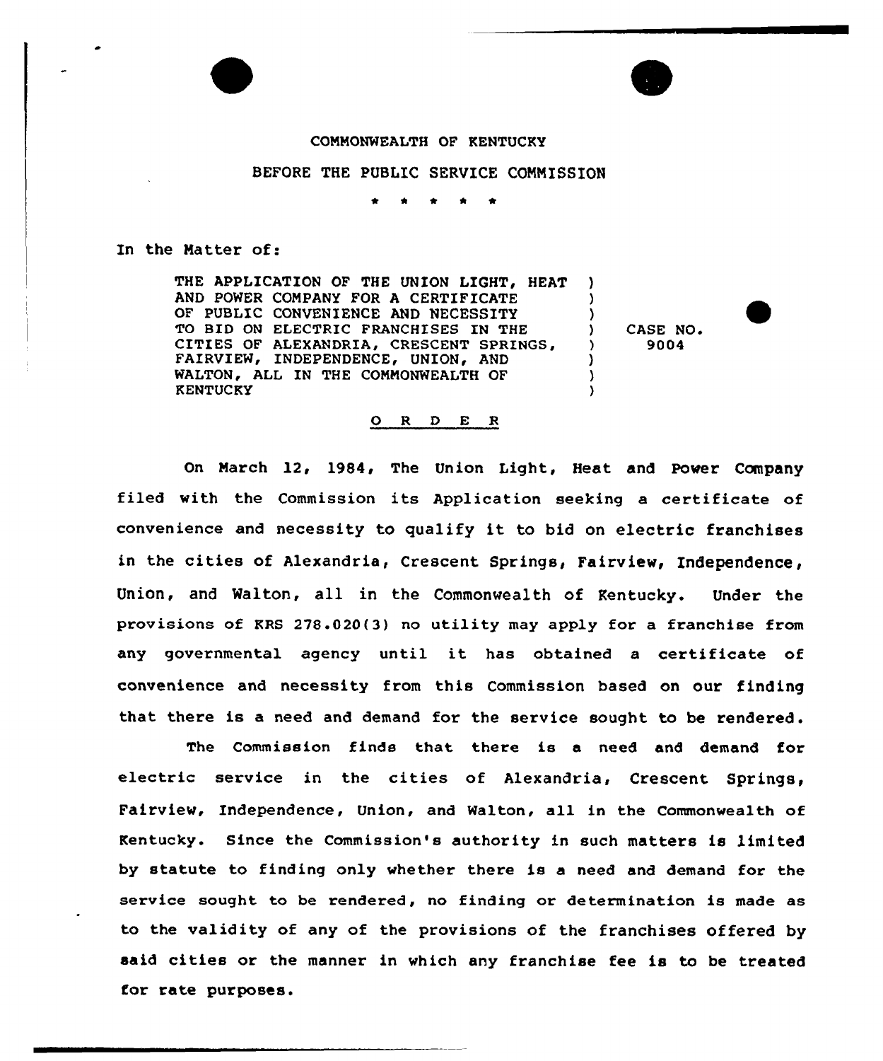COMMONWEALTH OF KENTUCKY

BEFORE THE PUBLIC SERVICE COMMISSION

\* \* \* \* \*

In the Matter of:

| | |
|---|---|
| THE APPLICATION OF THE UNION LIGHT, HEAT AND POWER COMPANY FOR A CERTIFICATE OF PUBLIC CONVENIENCE AND NECESSITY TO BID ON ELECTRIC FRANCHISES IN THE CITIES OF ALEXANDRIA, CRESCENT SPRINGS, FAIRVIEW, INDEPENDENCE, UNION, AND WALTON, ALL IN THE COMMONWEALTH OF KENTUCKY | CASE NO. 9004 |

## O R D E R

On March 12, 1984, The Union Light, Heat and Power Company filed with the Commission its Application seeking a certificate of convenience and necessity to qualify it to bid on electric franchises in the cities of Alexandria, Crescent Springs, Fairview, Independence, Union, and Walton, all in the Commonwealth of Kentucky. Under the provisions of KRS 278.020(3) no utility may apply for a franchise from any governmental agency until it has obtained a certificate of convenience and necessity from this Commission based on our finding that there is a need and demand for the service sought to be rendered.

The Commission finds that there is a need and demand for electric service in the cities of Alexandria, Crescent Springs, Fairview, Independence, Union, and Walton, all in the Commonwealth of Kentucky. Since the Commission's authority in such matters is limited by statute to finding only whether there is a need and demand for the service sought to be rendered, no finding or determination is made as to the validity of any of the provisions of the franchises offered by said cities or the manner in which any franchise fee is to be treated for rate purposes.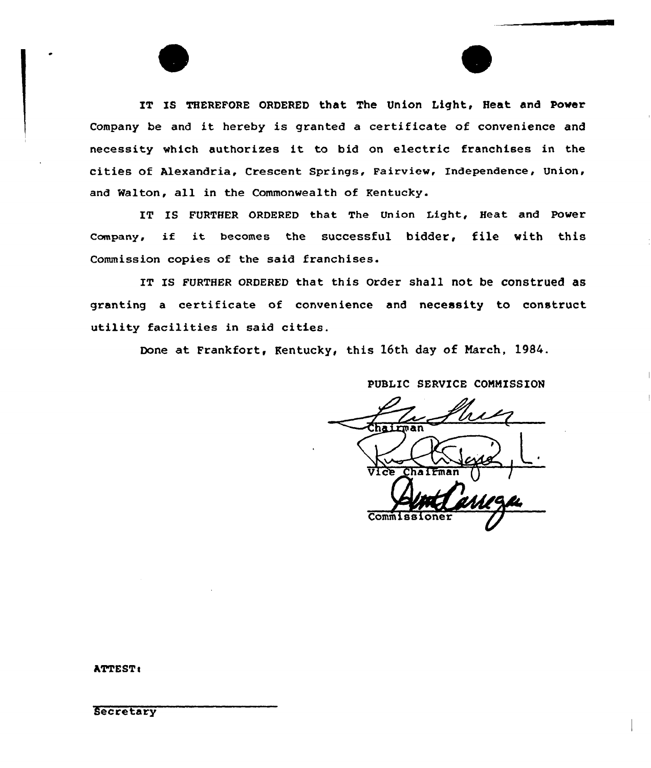IT IS THEREFORE ORDERED that The Union Light, Heat and Power Company be and it hereby is granted a certificate of convenience and necessity which authorizes it to bid on electric franchises in the cities of Alexandria, Crescent Springs, Fairview, Independence, Union, and Walton, all in the Commonwealth of Kentucky.

IT IS FURTHER ORDERED that The Union Light, Heat and Power Company, if it becomes the successful bidder, file with this Commission copies of the said franchises.

IT IS FURTHER ORDERED that this Order shall not be construed as granting a certificate of convenience and necessity to construct utility facilities in said cities.

Done at Frankfort, Kentucky, this 16th day of March, 1984.

PUBLIC SERVICE COMMISSION

Chairman

Vice Chairman

Commissioner

ATTEST:

Secretary